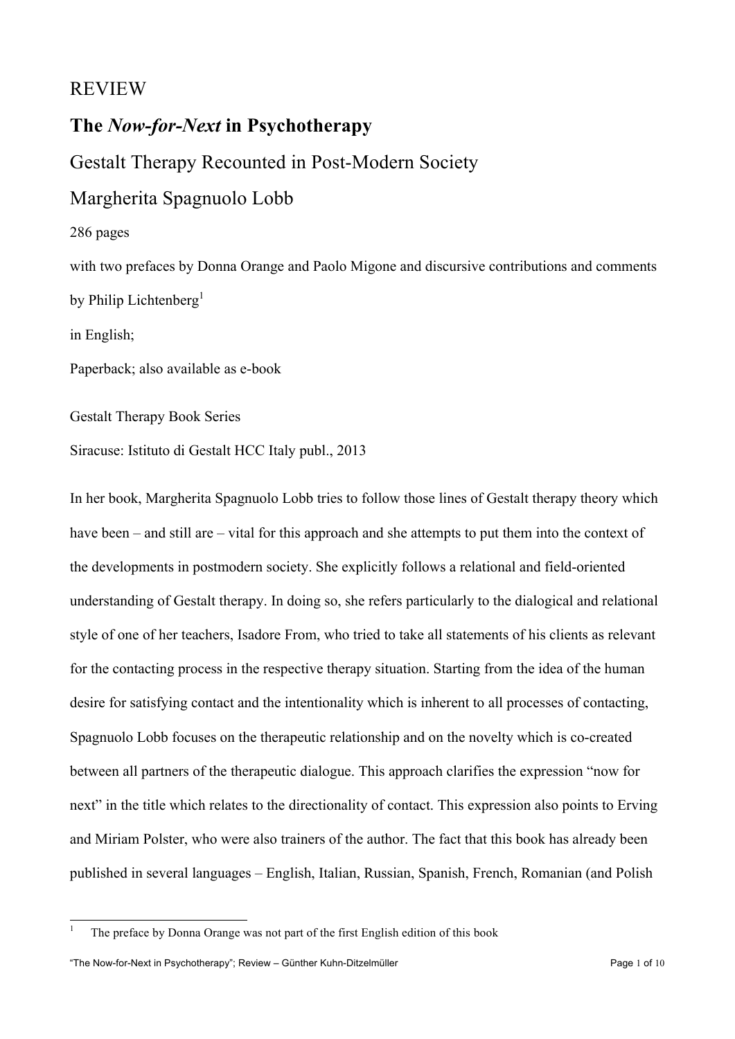REVIEW

# The *Now-for-Next* in Psychotherapy

## Gestalt Therapy Recounted in Post-Modern Society

## Margherita Spagnuolo Lobb

286 pages

with two prefaces by Donna Orange and Paolo Migone and discursive contributions and comments by Philip Lichtenberg[1]

in English;

Paperback; also available as e-book

Gestalt Therapy Book Series

Siracuse: Istituto di Gestalt HCC Italy publ., 2013

In her book, Margherita Spagnuolo Lobb tries to follow those lines of Gestalt therapy theory which have been – and still are – vital for this approach and she attempts to put them into the context of the developments in postmodern society. She explicitly follows a relational and field-oriented understanding of Gestalt therapy. In doing so, she refers particularly to the dialogical and relational style of one of her teachers, Isadore From, who tried to take all statements of his clients as relevant for the contacting process in the respective therapy situation. Starting from the idea of the human desire for satisfying contact and the intentionality which is inherent to all processes of contacting, Spagnuolo Lobb focuses on the therapeutic relationship and on the novelty which is co-created between all partners of the therapeutic dialogue. This approach clarifies the expression "now for next" in the title which relates to the directionality of contact. This expression also points to Erving and Miriam Polster, who were also trainers of the author. The fact that this book has already been published in several languages – English, Italian, Russian, Spanish, French, Romanian (and Polish

---

[1] The preface by Donna Orange was not part of the first English edition of this book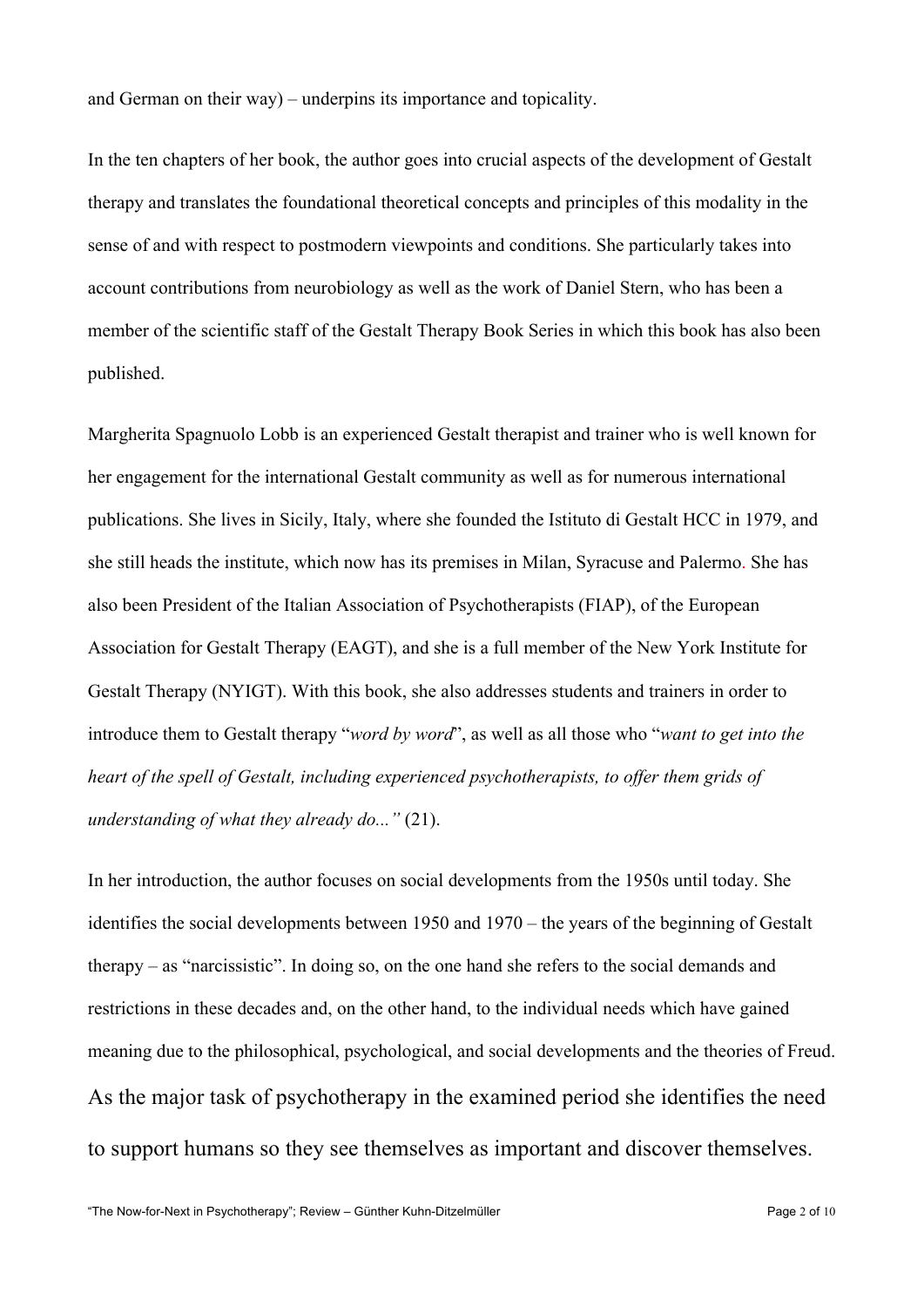and German on their way) – underpins its importance and topicality.

In the ten chapters of her book, the author goes into crucial aspects of the development of Gestalt therapy and translates the foundational theoretical concepts and principles of this modality in the sense of and with respect to postmodern viewpoints and conditions. She particularly takes into account contributions from neurobiology as well as the work of Daniel Stern, who has been a member of the scientific staff of the Gestalt Therapy Book Series in which this book has also been published.

Margherita Spagnuolo Lobb is an experienced Gestalt therapist and trainer who is well known for her engagement for the international Gestalt community as well as for numerous international publications. She lives in Sicily, Italy, where she founded the Istituto di Gestalt HCC in 1979, and she still heads the institute, which now has its premises in Milan, Syracuse and Palermo. She has also been President of the Italian Association of Psychotherapists (FIAP), of the European Association for Gestalt Therapy (EAGT), and she is a full member of the New York Institute for Gestalt Therapy (NYIGT). With this book, she also addresses students and trainers in order to introduce them to Gestalt therapy "*word by word*", as well as all those who "*want to get into the heart of the spell of Gestalt, including experienced psychotherapists, to offer them grids of understanding of what they already do...*" (21).

In her introduction, the author focuses on social developments from the 1950s until today. She identifies the social developments between 1950 and 1970 – the years of the beginning of Gestalt therapy – as "narcissistic". In doing so, on the one hand she refers to the social demands and restrictions in these decades and, on the other hand, to the individual needs which have gained meaning due to the philosophical, psychological, and social developments and the theories of Freud. As the major task of psychotherapy in the examined period she identifies the need to support humans so they see themselves as important and discover themselves.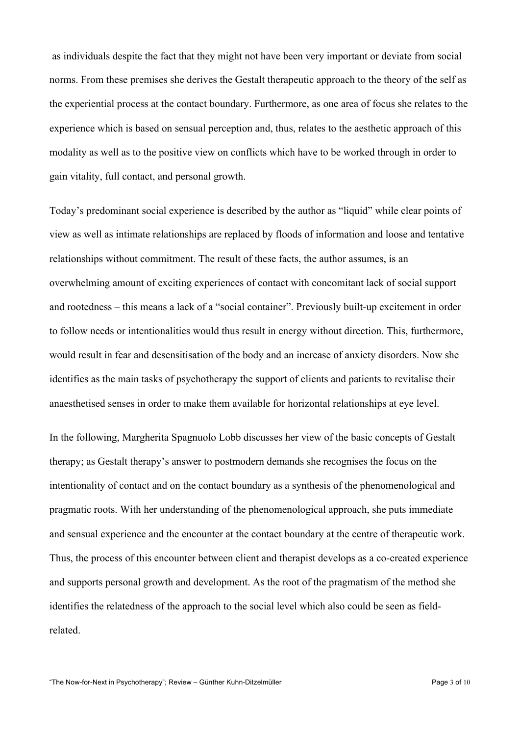as individuals despite the fact that they might not have been very important or deviate from social norms. From these premises she derives the Gestalt therapeutic approach to the theory of the self as the experiential process at the contact boundary. Furthermore, as one area of focus she relates to the experience which is based on sensual perception and, thus, relates to the aesthetic approach of this modality as well as to the positive view on conflicts which have to be worked through in order to gain vitality, full contact, and personal growth.

Today's predominant social experience is described by the author as "liquid" while clear points of view as well as intimate relationships are replaced by floods of information and loose and tentative relationships without commitment. The result of these facts, the author assumes, is an overwhelming amount of exciting experiences of contact with concomitant lack of social support and rootedness – this means a lack of a "social container". Previously built-up excitement in order to follow needs or intentionalities would thus result in energy without direction. This, furthermore, would result in fear and desensitisation of the body and an increase of anxiety disorders. Now she identifies as the main tasks of psychotherapy the support of clients and patients to revitalise their anaesthetised senses in order to make them available for horizontal relationships at eye level.

In the following, Margherita Spagnuolo Lobb discusses her view of the basic concepts of Gestalt therapy; as Gestalt therapy's answer to postmodern demands she recognises the focus on the intentionality of contact and on the contact boundary as a synthesis of the phenomenological and pragmatic roots. With her understanding of the phenomenological approach, she puts immediate and sensual experience and the encounter at the contact boundary at the centre of therapeutic work. Thus, the process of this encounter between client and therapist develops as a co-created experience and supports personal growth and development. As the root of the pragmatism of the method she identifies the relatedness of the approach to the social level which also could be seen as field-related.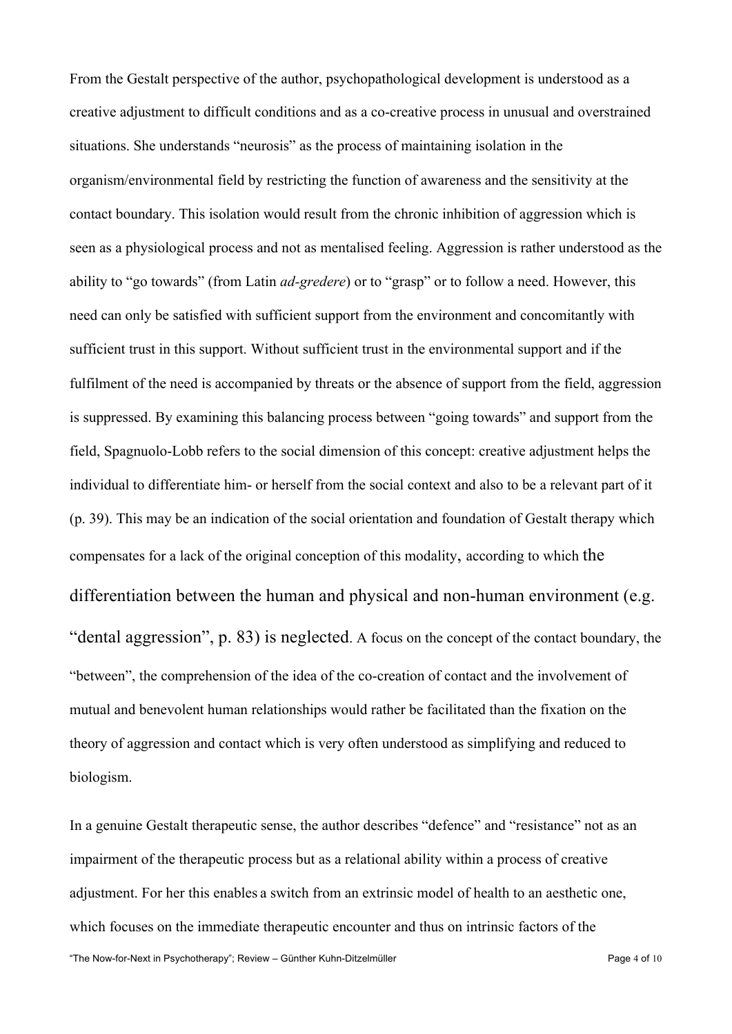From the Gestalt perspective of the author, psychopathological development is understood as a creative adjustment to difficult conditions and as a co-creative process in unusual and overstrained situations. She understands "neurosis" as the process of maintaining isolation in the organism/environmental field by restricting the function of awareness and the sensitivity at the contact boundary. This isolation would result from the chronic inhibition of aggression which is seen as a physiological process and not as mentalised feeling. Aggression is rather understood as the ability to "go towards" (from Latin *ad-gredere*) or to "grasp" or to follow a need. However, this need can only be satisfied with sufficient support from the environment and concomitantly with sufficient trust in this support. Without sufficient trust in the environmental support and if the fulfilment of the need is accompanied by threats or the absence of support from the field, aggression is suppressed. By examining this balancing process between "going towards" and support from the field, Spagnuolo-Lobb refers to the social dimension of this concept: creative adjustment helps the individual to differentiate him- or herself from the social context and also to be a relevant part of it (p. 39). This may be an indication of the social orientation and foundation of Gestalt therapy which compensates for a lack of the original conception of this modality, according to which the differentiation between the human and physical and non-human environment (e.g. "dental aggression", p. 83) is neglected. A focus on the concept of the contact boundary, the "between", the comprehension of the idea of the co-creation of contact and the involvement of mutual and benevolent human relationships would rather be facilitated than the fixation on the theory of aggression and contact which is very often understood as simplifying and reduced to biologism.

In a genuine Gestalt therapeutic sense, the author describes "defence" and "resistance" not as an impairment of the therapeutic process but as a relational ability within a process of creative adjustment. For her this enables a switch from an extrinsic model of health to an aesthetic one, which focuses on the immediate therapeutic encounter and thus on intrinsic factors of the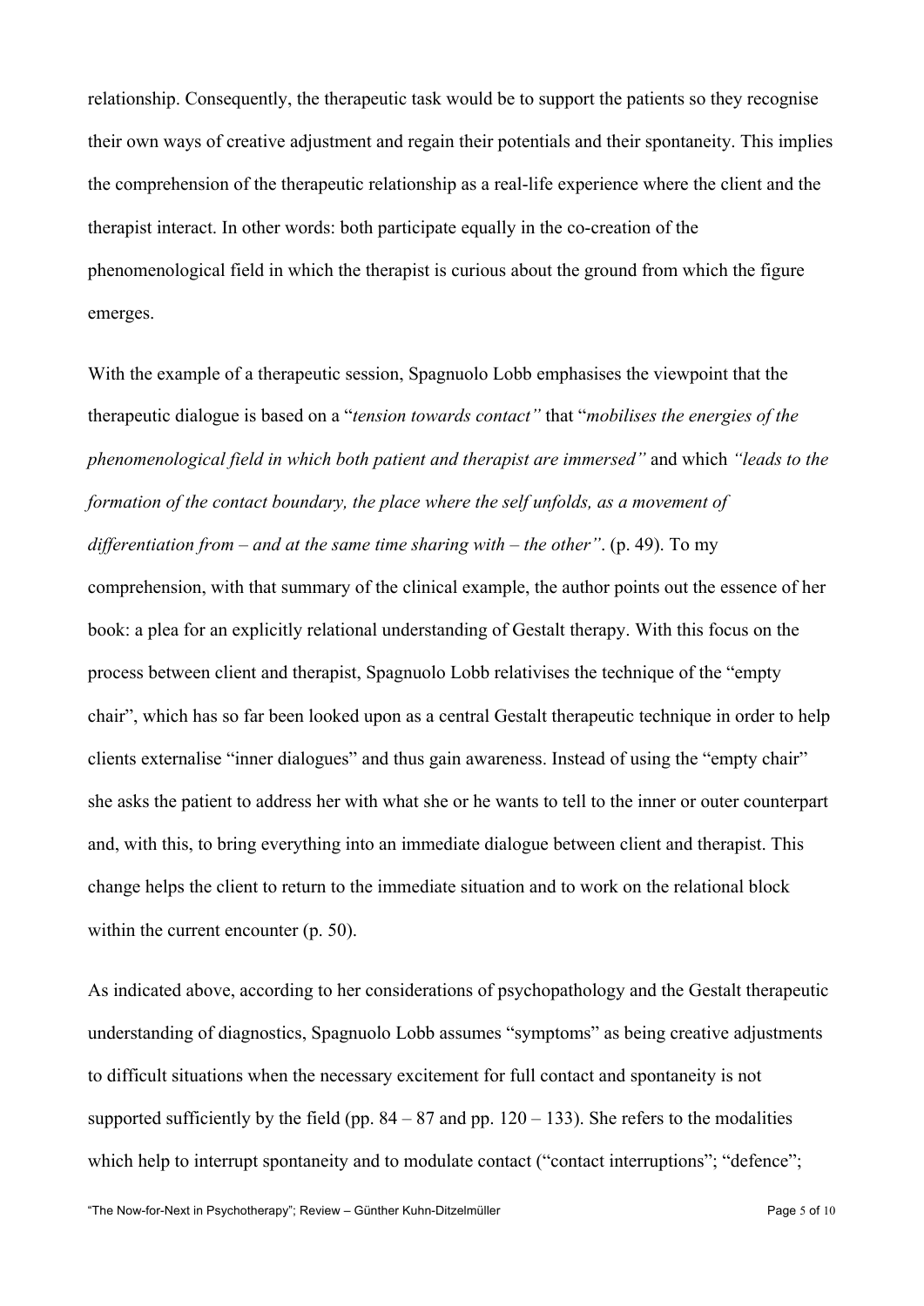relationship. Consequently, the therapeutic task would be to support the patients so they recognise their own ways of creative adjustment and regain their potentials and their spontaneity. This implies the comprehension of the therapeutic relationship as a real-life experience where the client and the therapist interact. In other words: both participate equally in the co-creation of the phenomenological field in which the therapist is curious about the ground from which the figure emerges.

With the example of a therapeutic session, Spagnuolo Lobb emphasises the viewpoint that the therapeutic dialogue is based on a "*tension towards contact"* that "*mobilises the energies of the phenomenological field in which both patient and therapist are immersed"* and which *"leads to the formation of the contact boundary, the place where the self unfolds, as a movement of differentiation from – and at the same time sharing with – the other"*. (p. 49). To my comprehension, with that summary of the clinical example, the author points out the essence of her book: a plea for an explicitly relational understanding of Gestalt therapy. With this focus on the process between client and therapist, Spagnuolo Lobb relativises the technique of the "empty chair", which has so far been looked upon as a central Gestalt therapeutic technique in order to help clients externalise "inner dialogues" and thus gain awareness. Instead of using the "empty chair" she asks the patient to address her with what she or he wants to tell to the inner or outer counterpart and, with this, to bring everything into an immediate dialogue between client and therapist. This change helps the client to return to the immediate situation and to work on the relational block within the current encounter (p. 50).

As indicated above, according to her considerations of psychopathology and the Gestalt therapeutic understanding of diagnostics, Spagnuolo Lobb assumes "symptoms" as being creative adjustments to difficult situations when the necessary excitement for full contact and spontaneity is not supported sufficiently by the field (pp. 84 – 87 and pp. 120 – 133). She refers to the modalities which help to interrupt spontaneity and to modulate contact ("contact interruptions"; "defence";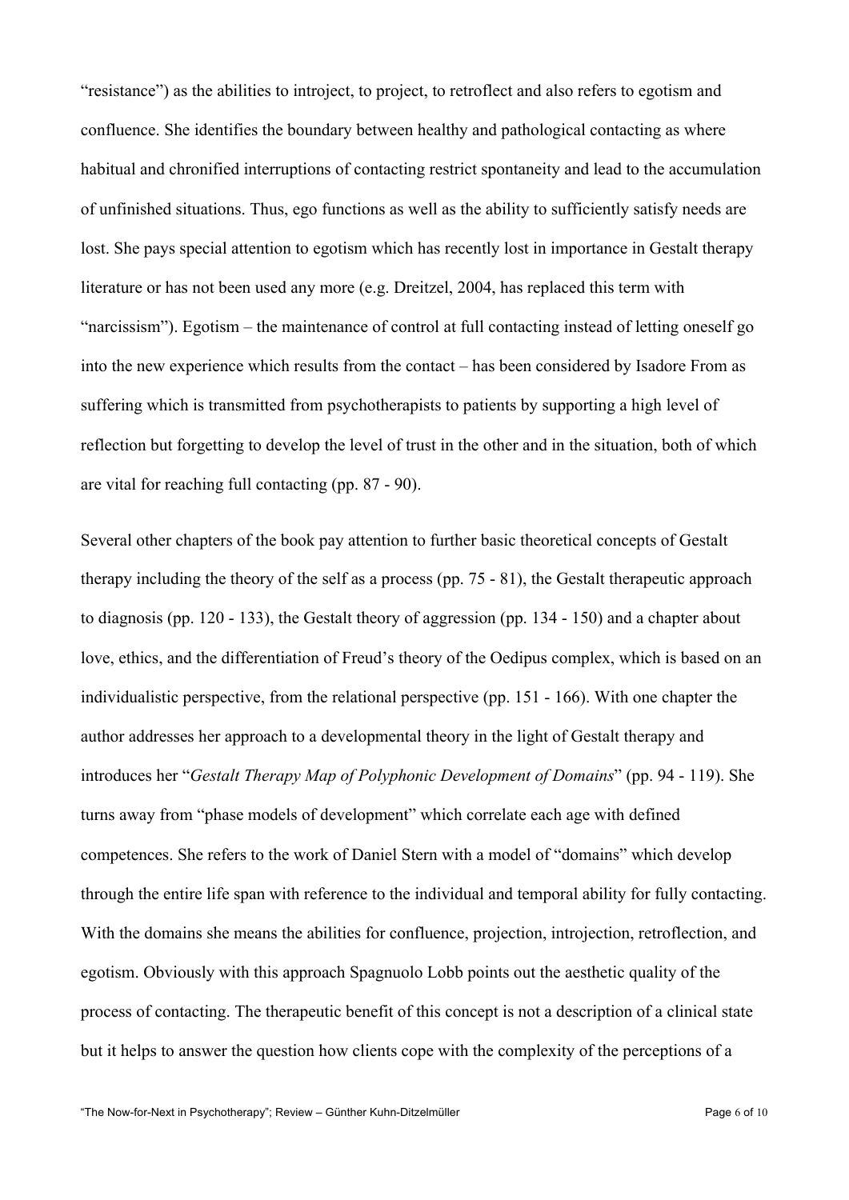“resistance”) as the abilities to introject, to project, to retroflect and also refers to egotism and confluence. She identifies the boundary between healthy and pathological contacting as where habitual and chronified interruptions of contacting restrict spontaneity and lead to the accumulation of unfinished situations. Thus, ego functions as well as the ability to sufficiently satisfy needs are lost. She pays special attention to egotism which has recently lost in importance in Gestalt therapy literature or has not been used any more (e.g. Dreitzel, 2004, has replaced this term with “narcissism”). Egotism – the maintenance of control at full contacting instead of letting oneself go into the new experience which results from the contact – has been considered by Isadore From as suffering which is transmitted from psychotherapists to patients by supporting a high level of reflection but forgetting to develop the level of trust in the other and in the situation, both of which are vital for reaching full contacting (pp. 87 - 90).

Several other chapters of the book pay attention to further basic theoretical concepts of Gestalt therapy including the theory of the self as a process (pp. 75 - 81), the Gestalt therapeutic approach to diagnosis (pp. 120 - 133), the Gestalt theory of aggression (pp. 134 - 150) and a chapter about love, ethics, and the differentiation of Freud’s theory of the Oedipus complex, which is based on an individualistic perspective, from the relational perspective (pp. 151 - 166). With one chapter the author addresses her approach to a developmental theory in the light of Gestalt therapy and introduces her “*Gestalt Therapy Map of Polyphonic Development of Domains*” (pp. 94 - 119). She turns away from “phase models of development” which correlate each age with defined competences. She refers to the work of Daniel Stern with a model of “domains” which develop through the entire life span with reference to the individual and temporal ability for fully contacting. With the domains she means the abilities for confluence, projection, introjection, retroflection, and egotism. Obviously with this approach Spagnuolo Lobb points out the aesthetic quality of the process of contacting. The therapeutic benefit of this concept is not a description of a clinical state but it helps to answer the question how clients cope with the complexity of the perceptions of a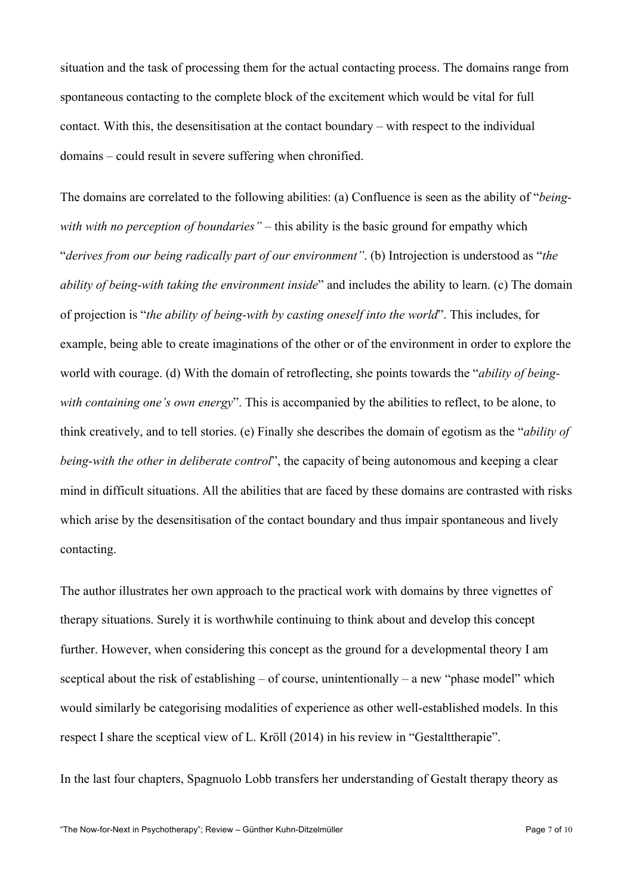situation and the task of processing them for the actual contacting process. The domains range from spontaneous contacting to the complete block of the excitement which would be vital for full contact. With this, the desensitisation at the contact boundary – with respect to the individual domains – could result in severe suffering when chronified.

The domains are correlated to the following abilities: (a) Confluence is seen as the ability of "*being-with with no perception of boundaries"* – this ability is the basic ground for empathy which "*derives from our being radically part of our environment"*. (b) Introjection is understood as "*the ability of being-with taking the environment inside*" and includes the ability to learn. (c) The domain of projection is "*the ability of being-with by casting oneself into the world*". This includes, for example, being able to create imaginations of the other or of the environment in order to explore the world with courage. (d) With the domain of retroflecting, she points towards the "*ability of being-with containing one's own energy*". This is accompanied by the abilities to reflect, to be alone, to think creatively, and to tell stories. (e) Finally she describes the domain of egotism as the "*ability of being-with the other in deliberate control*", the capacity of being autonomous and keeping a clear mind in difficult situations. All the abilities that are faced by these domains are contrasted with risks which arise by the desensitisation of the contact boundary and thus impair spontaneous and lively contacting.

The author illustrates her own approach to the practical work with domains by three vignettes of therapy situations. Surely it is worthwhile continuing to think about and develop this concept further. However, when considering this concept as the ground for a developmental theory I am sceptical about the risk of establishing – of course, unintentionally – a new "phase model" which would similarly be categorising modalities of experience as other well-established models. In this respect I share the sceptical view of L. Kröll (2014) in his review in "Gestalttherapie".

In the last four chapters, Spagnuolo Lobb transfers her understanding of Gestalt therapy theory as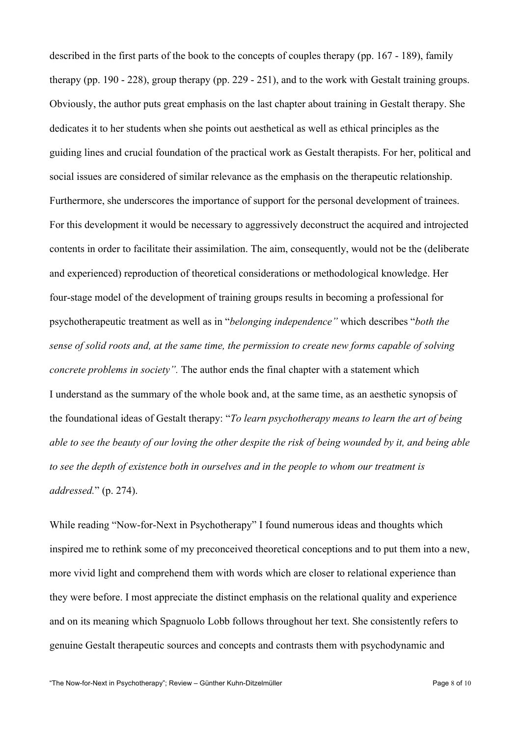described in the first parts of the book to the concepts of couples therapy (pp. 167 - 189), family therapy (pp. 190 - 228), group therapy (pp. 229 - 251), and to the work with Gestalt training groups. Obviously, the author puts great emphasis on the last chapter about training in Gestalt therapy. She dedicates it to her students when she points out aesthetical as well as ethical principles as the guiding lines and crucial foundation of the practical work as Gestalt therapists. For her, political and social issues are considered of similar relevance as the emphasis on the therapeutic relationship. Furthermore, she underscores the importance of support for the personal development of trainees. For this development it would be necessary to aggressively deconstruct the acquired and introjected contents in order to facilitate their assimilation. The aim, consequently, would not be the (deliberate and experienced) reproduction of theoretical considerations or methodological knowledge. Her four-stage model of the development of training groups results in becoming a professional for psychotherapeutic treatment as well as in "*belonging independence"* which describes "*both the sense of solid roots and, at the same time, the permission to create new forms capable of solving concrete problems in society".* The author ends the final chapter with a statement which I understand as the summary of the whole book and, at the same time, as an aesthetic synopsis of the foundational ideas of Gestalt therapy: "*To learn psychotherapy means to learn the art of being able to see the beauty of our loving the other despite the risk of being wounded by it, and being able to see the depth of existence both in ourselves and in the people to whom our treatment is addressed.*" (p. 274).

While reading "Now-for-Next in Psychotherapy" I found numerous ideas and thoughts which inspired me to rethink some of my preconceived theoretical conceptions and to put them into a new, more vivid light and comprehend them with words which are closer to relational experience than they were before. I most appreciate the distinct emphasis on the relational quality and experience and on its meaning which Spagnuolo Lobb follows throughout her text. She consistently refers to genuine Gestalt therapeutic sources and concepts and contrasts them with psychodynamic and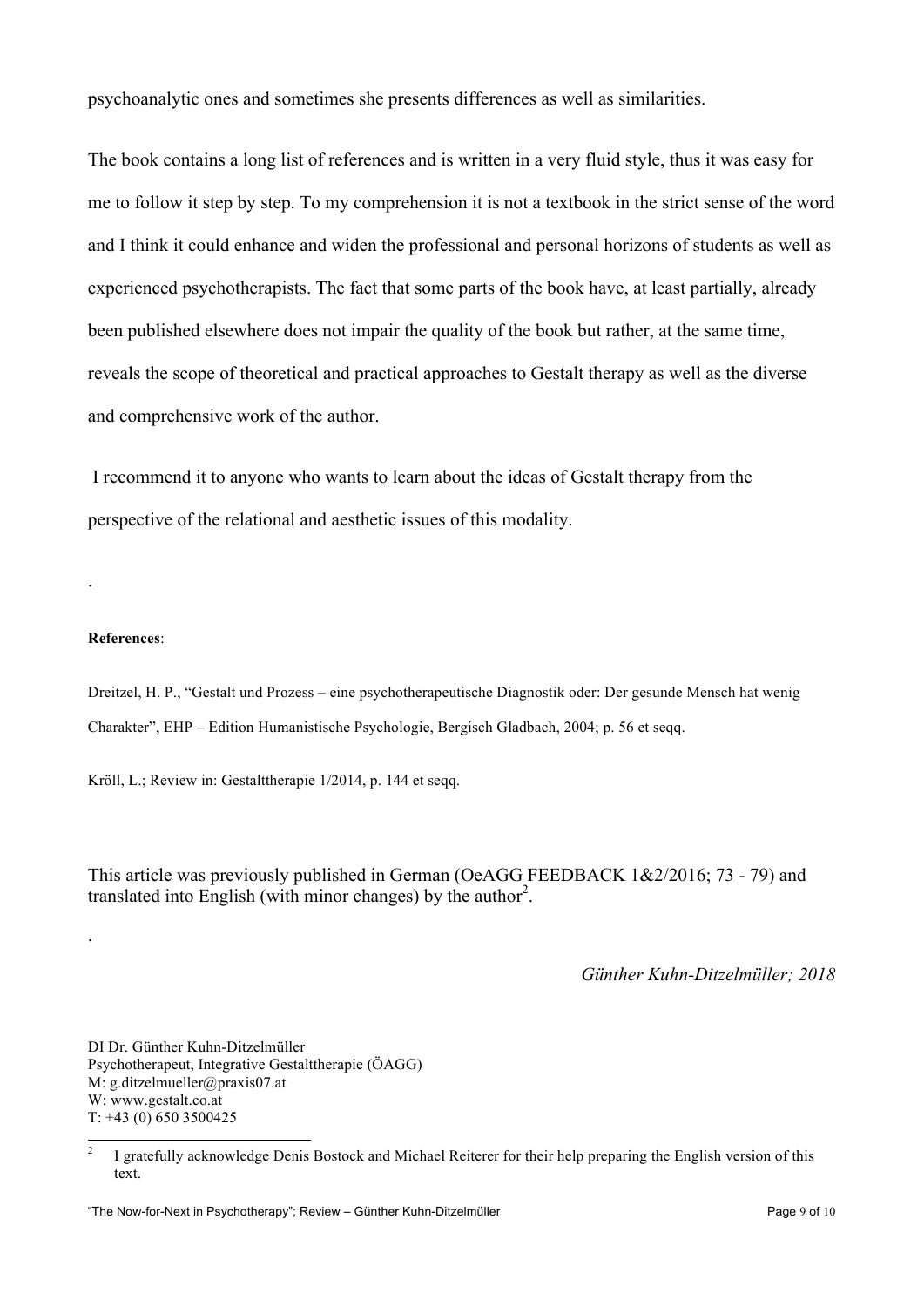psychoanalytic ones and sometimes she presents differences as well as similarities.

The book contains a long list of references and is written in a very fluid style, thus it was easy for me to follow it step by step. To my comprehension it is not a textbook in the strict sense of the word and I think it could enhance and widen the professional and personal horizons of students as well as experienced psychotherapists. The fact that some parts of the book have, at least partially, already been published elsewhere does not impair the quality of the book but rather, at the same time, reveals the scope of theoretical and practical approaches to Gestalt therapy as well as the diverse and comprehensive work of the author.

I recommend it to anyone who wants to learn about the ideas of Gestalt therapy from the perspective of the relational and aesthetic issues of this modality.

.

**References**:

Dreitzel, H. P., "Gestalt und Prozess – eine psychotherapeutische Diagnostik oder: Der gesunde Mensch hat wenig Charakter", EHP – Edition Humanistische Psychologie, Bergisch Gladbach, 2004; p. 56 et seqq.

Kröll, L.; Review in: Gestalttherapie 1/2014, p. 144 et seqq.

This article was previously published in German (OeAGG FEEDBACK 1&2/2016; 73 - 79) and translated into English (with minor changes) by the author[2].

.

*Günther Kuhn-Ditzelmüller; 2018*

DI Dr. Günther Kuhn-Ditzelmüller
Psychotherapeut, Integrative Gestalttherapie (ÖAGG)
M: g.ditzelmueller@praxis07.at
W: www.gestalt.co.at
T: +43 (0) 650 3500425

[2] I gratefully acknowledge Denis Bostock and Michael Reiterer for their help preparing the English version of this text.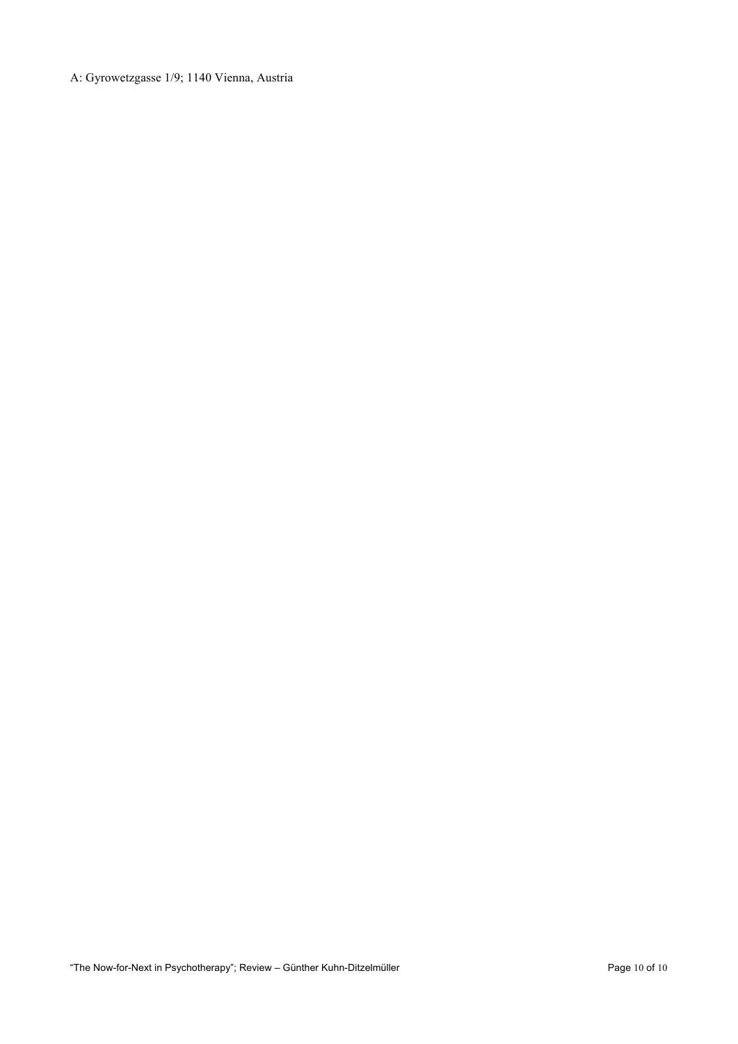A: Gyrowetzgasse 1/9; 1140 Vienna, Austria